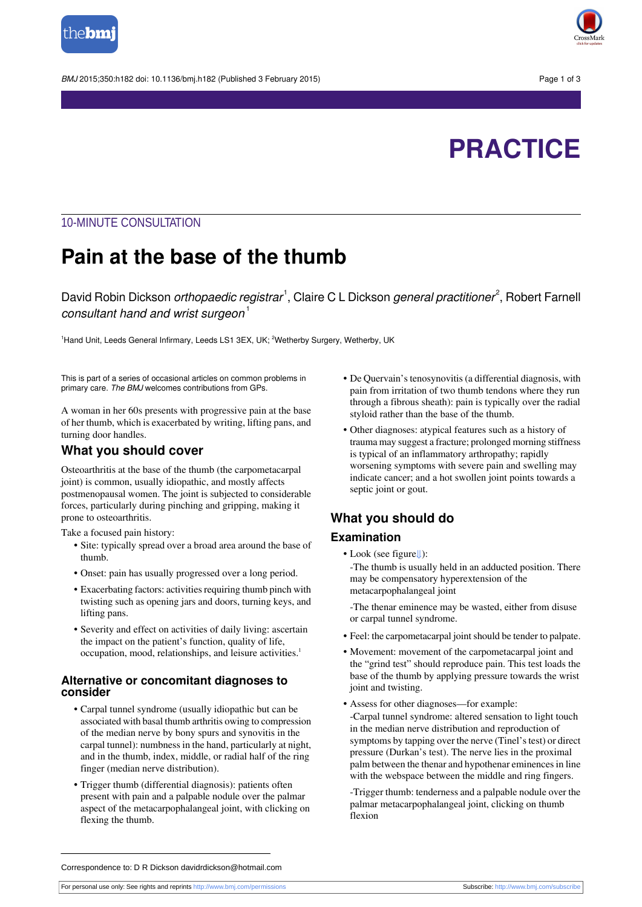# PRACTICE

10-MINUTE CONSULTATION

# Pain at the base of the thumb

David Robin Dickson *orthopaedic registrar*[1], Claire C L Dickson *general practitioner*[2], Robert Farnell *consultant hand and wrist surgeon*[1]

[1]Hand Unit, Leeds General Infirmary, Leeds LS1 3EX, UK; [2]Wetherby Surgery, Wetherby, UK

This is part of a series of occasional articles on common problems in primary care. *The BMJ* welcomes contributions from GPs.

A woman in her 60s presents with progressive pain at the base of her thumb, which is exacerbated by writing, lifting pans, and turning door handles.

## What you should cover

Osteoarthritis at the base of the thumb (the carpometacarpal joint) is common, usually idiopathic, and mostly affects postmenopausal women. The joint is subjected to considerable forces, particularly during pinching and gripping, making it prone to osteoarthritis.

Take a focused pain history:

- Site: typically spread over a broad area around the base of thumb.
- Onset: pain has usually progressed over a long period.
- Exacerbating factors: activities requiring thumb pinch with twisting such as opening jars and doors, turning keys, and lifting pans.
- Severity and effect on activities of daily living: ascertain the impact on the patient's function, quality of life, occupation, mood, relationships, and leisure activities.[1]

### Alternative or concomitant diagnoses to consider

- Carpal tunnel syndrome (usually idiopathic but can be associated with basal thumb arthritis owing to compression of the median nerve by bony spurs and synovitis in the carpal tunnel): numbness in the hand, particularly at night, and in the thumb, index, middle, or radial half of the ring finger (median nerve distribution).
- Trigger thumb (differential diagnosis): patients often present with pain and a palpable nodule over the palmar aspect of the metacarpophalangeal joint, with clicking on flexing the thumb.
- De Quervain's tenosynovitis (a differential diagnosis, with pain from irritation of two thumb tendons where they run through a fibrous sheath): pain is typically over the radial styloid rather than the base of the thumb.
- Other diagnoses: atypical features such as a history of trauma may suggest a fracture; prolonged morning stiffness is typical of an inflammatory arthropathy; rapidly worsening symptoms with severe pain and swelling may indicate cancer; and a hot swollen joint points towards a septic joint or gout.

## What you should do

### Examination

- Look (see figure):
  -The thumb is usually held in an adducted position. There may be compensatory hyperextension of the metacarpophalangeal joint

  -The thenar eminence may be wasted, either from disuse or carpal tunnel syndrome.
- Feel: the carpometacarpal joint should be tender to palpate.
- Movement: movement of the carpometacarpal joint and the "grind test" should reproduce pain. This test loads the base of the thumb by applying pressure towards the wrist joint and twisting.
- Assess for other diagnoses—for example:
  -Carpal tunnel syndrome: altered sensation to light touch in the median nerve distribution and reproduction of symptoms by tapping over the nerve (Tinel's test) or direct pressure (Durkan's test). The nerve lies in the proximal palm between the thenar and hypothenar eminences in line with the webspace between the middle and ring fingers.

  -Trigger thumb: tenderness and a palpable nodule over the palmar metacarpophalangeal joint, clicking on thumb flexion

Correspondence to: D R Dickson davidrdickson@hotmail.com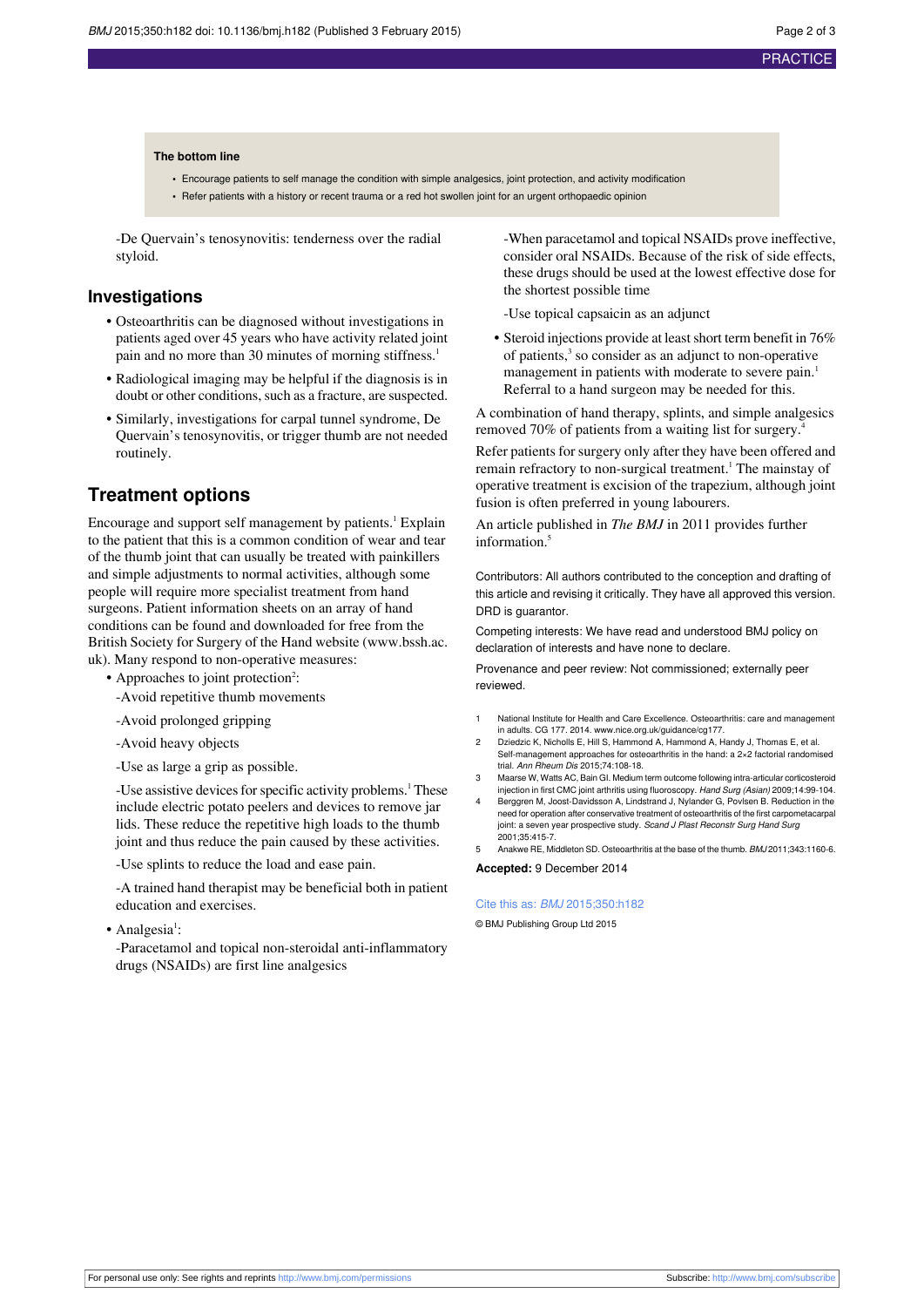**The bottom line**

- Encourage patients to self manage the condition with simple analgesics, joint protection, and activity modification
- Refer patients with a history or recent trauma or a red hot swollen joint for an urgent orthopaedic opinion

-De Quervain's tenosynovitis: tenderness over the radial styloid.

## Investigations

- Osteoarthritis can be diagnosed without investigations in patients aged over 45 years who have activity related joint pain and no more than 30 minutes of morning stiffness.[1]
- Radiological imaging may be helpful if the diagnosis is in doubt or other conditions, such as a fracture, are suspected.
- Similarly, investigations for carpal tunnel syndrome, De Quervain's tenosynovitis, or trigger thumb are not needed routinely.

## Treatment options

Encourage and support self management by patients.[1] Explain to the patient that this is a common condition of wear and tear of the thumb joint that can usually be treated with painkillers and simple adjustments to normal activities, although some people will require more specialist treatment from hand surgeons. Patient information sheets on an array of hand conditions can be found and downloaded for free from the British Society for Surgery of the Hand website (www.bssh.ac.uk). Many respond to non-operative measures:

- Approaches to joint protection[2]:

  -Avoid repetitive thumb movements

  -Avoid prolonged gripping

  -Avoid heavy objects

  -Use as large a grip as possible.

  -Use assistive devices for specific activity problems.[1] These include electric potato peelers and devices to remove jar lids. These reduce the repetitive high loads to the thumb joint and thus reduce the pain caused by these activities.

  -Use splints to reduce the load and ease pain.

  -A trained hand therapist may be beneficial both in patient education and exercises.

- Analgesia[1]:

  -Paracetamol and topical non-steroidal anti-inflammatory drugs (NSAIDs) are first line analgesics

  -When paracetamol and topical NSAIDs prove ineffective, consider oral NSAIDs. Because of the risk of side effects, these drugs should be used at the lowest effective dose for the shortest possible time

  -Use topical capsaicin as an adjunct

- Steroid injections provide at least short term benefit in 76% of patients,[3] so consider as an adjunct to non-operative management in patients with moderate to severe pain.[1] Referral to a hand surgeon may be needed for this.

A combination of hand therapy, splints, and simple analgesics removed 70% of patients from a waiting list for surgery.[4]

Refer patients for surgery only after they have been offered and remain refractory to non-surgical treatment.[1] The mainstay of operative treatment is excision of the trapezium, although joint fusion is often preferred in young labourers.

An article published in *The BMJ* in 2011 provides further information.[5]

Contributors: All authors contributed to the conception and drafting of this article and revising it critically. They have all approved this version. DRD is guarantor.

Competing interests: We have read and understood BMJ policy on declaration of interests and have none to declare.

Provenance and peer review: Not commissioned; externally peer reviewed.

1. National Institute for Health and Care Excellence. Osteoarthritis: care and management in adults. CG 177. 2014. www.nice.org.uk/guidance/cg177.
2. Dziedzic K, Nicholls E, Hill S, Hammond A, Hammond A, Handy J, Thomas E, et al. Self-management approaches for osteoarthritis in the hand: a 2×2 factorial randomised trial. *Ann Rheum Dis* 2015;74:108-18.
3. Maarse W, Watts AC, Bain GI. Medium term outcome following intra-articular corticosteroid injection in first CMC joint arthritis using fluoroscopy. *Hand Surg (Asian)* 2009;14:99-104.
4. Berggren M, Joost-Davidsson A, Lindstrand J, Nylander G, Povlsen B. Reduction in the need for operation after conservative treatment of osteoarthritis of the first carpometacarpal joint: a seven year prospective study. *Scand J Plast Reconstr Surg Hand Surg* 2001;35:415-7.
5. Anakwe RE, Middleton SD. Osteoarthritis at the base of the thumb. *BMJ* 2011;343:1160-6.

**Accepted:** 9 December 2014

Cite this as: *BMJ* 2015;350:h182

© BMJ Publishing Group Ltd 2015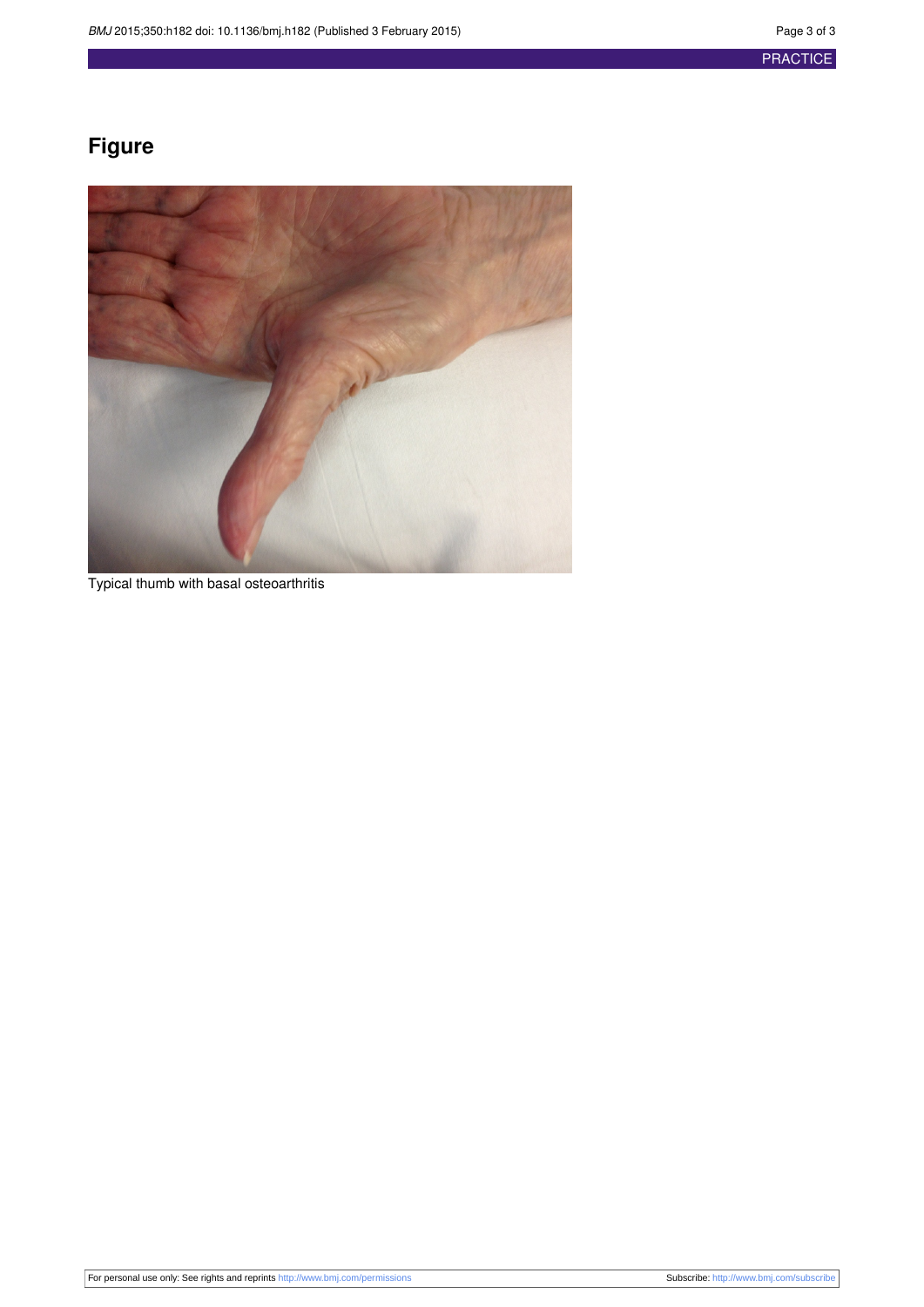# Figure

Typical thumb with basal osteoarthritis